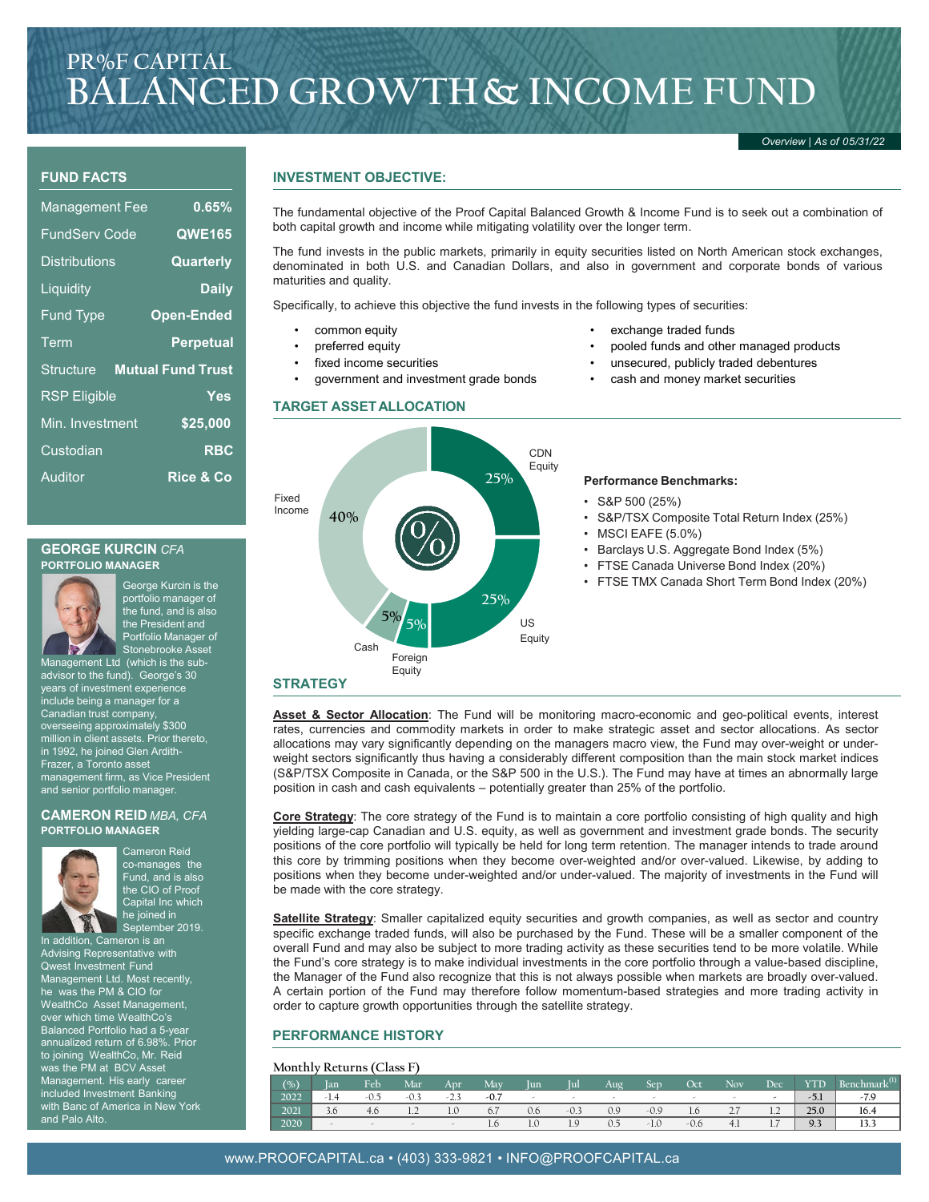# PR%F CAPITAL
# BALANCED GROWTH & INCOME FUND

*Overview | As of 05/31/22*

## FUND FACTS

| | |
|---|---|
| Management Fee | 0.65% |
| FundServ Code | QWE165 |
| Distributions | Quarterly |
| Liquidity | Daily |
| Fund Type | Open-Ended |
| Term | Perpetual |
| Structure | Mutual Fund Trust |
| RSP Eligible | Yes |
| Min. Investment | $25,000 |
| Custodian | RBC |
| Auditor | Rice & Co |

### GEORGE KURCIN *CFA*
**PORTFOLIO MANAGER**

George Kurcin is the portfolio manager of the fund, and is also the President and Portfolio Manager of Stonebrooke Asset Management Ltd (which is the sub-advisor to the fund). George's 30 years of investment experience include being a manager for a Canadian trust company, overseeing approximately $300 million in client assets. Prior thereto, in 1992, he joined Glen Ardith-Frazer, a Toronto asset management firm, as Vice President and senior portfolio manager.

### CAMERON REID *MBA, CFA*
**PORTFOLIO MANAGER**

Cameron Reid co-manages the Fund, and is also the CIO of Proof Capital Inc which he joined in September 2019. In addition, Cameron is an Advising Representative with Qwest Investment Fund Management Ltd. Most recently, he was the PM & CIO for WealthCo Asset Management, over which time WealthCo's Balanced Portfolio had a 5-year annualized return of 6.98%. Prior to joining WealthCo, Mr. Reid was the PM at BCV Asset Management. His early career included Investment Banking with Banc of America in New York and Palo Alto.

## INVESTMENT OBJECTIVE:

The fundamental objective of the Proof Capital Balanced Growth & Income Fund is to seek out a combination of both capital growth and income while mitigating volatility over the longer term.

The fund invests in the public markets, primarily in equity securities listed on North American stock exchanges, denominated in both U.S. and Canadian Dollars, and also in government and corporate bonds of various maturities and quality.

Specifically, to achieve this objective the fund invests in the following types of securities:

- common equity
- preferred equity
- fixed income securities
- government and investment grade bonds
- exchange traded funds
- pooled funds and other managed products
- unsecured, publicly traded debentures
- cash and money market securities

## TARGET ASSET ALLOCATION

- CDN Equity: 25%
- US Equity: 25%
- Foreign Equity: 5%
- Cash: 5%
- Fixed Income: 40%

**Performance Benchmarks:**

- S&P 500 (25%)
- S&P/TSX Composite Total Return Index (25%)
- MSCI EAFE (5.0%)
- Barclays U.S. Aggregate Bond Index (5%)
- FTSE Canada Universe Bond Index (20%)
- FTSE TMX Canada Short Term Bond Index (20%)

## STRATEGY

**Asset & Sector Allocation**: The Fund will be monitoring macro-economic and geo-political events, interest rates, currencies and commodity markets in order to make strategic asset and sector allocations. As sector allocations may vary significantly depending on the managers macro view, the Fund may over-weight or under-weight sectors significantly thus having a considerably different composition than the main stock market indices (S&P/TSX Composite in Canada, or the S&P 500 in the U.S.). The Fund may have at times an abnormally large position in cash and cash equivalents – potentially greater than 25% of the portfolio.

**Core Strategy**: The core strategy of the Fund is to maintain a core portfolio consisting of high quality and high yielding large-cap Canadian and U.S. equity, as well as government and investment grade bonds. The security positions of the core portfolio will typically be held for long term retention. The manager intends to trade around this core by trimming positions when they become over-weighted and/or over-valued. Likewise, by adding to positions when they become under-weighted and/or under-valued. The majority of investments in the Fund will be made with the core strategy.

**Satellite Strategy**: Smaller capitalized equity securities and growth companies, as well as sector and country specific exchange traded funds, will also be purchased by the Fund. These will be a smaller component of the overall Fund and may also be subject to more trading activity as these securities tend to be more volatile. While the Fund's core strategy is to make individual investments in the core portfolio through a value-based discipline, the Manager of the Fund also recognize that this is not always possible when markets are broadly over-valued. A certain portion of the Fund may therefore follow momentum-based strategies and more trading activity in order to capture growth opportunities through the satellite strategy.

## PERFORMANCE HISTORY

Monthly Returns (Class F)

| (%) | Jan | Feb | Mar | Apr | May | Jun | Jul | Aug | Sep | Oct | Nov | Dec | YTD | Benchmark[1] |
|---|---|---|---|---|---|---|---|---|---|---|---|---|---|---|
| 2022 | -1.4 | -0.5 | -0.3 | -2.3 | **-0.7** | - | - | - | - | - | - | - | **-5.1** | -7.9 |
| 2021 | 3.6 | 4.6 | 1.2 | 1.0 | 6.7 | 0.6 | -0.3 | 0.9 | -0.9 | 1.6 | 2.7 | 1.2 | **25.0** | 16.4 |
| 2020 | - | - | - | - | 1.6 | 1.0 | 1.9 | 0.5 | -1.0 | -0.6 | 4.1 | 1.7 | **9.3** | 13.3 |

www.PROOFCAPITAL.ca • (403) 333-9821 • INFO@PROOFCAPITAL.ca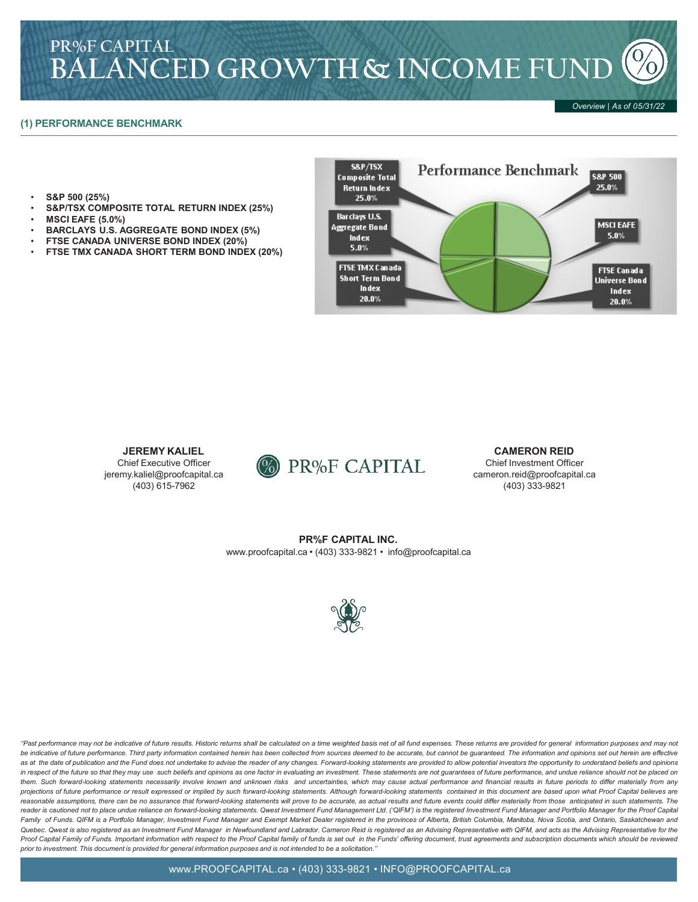# PR%F CAPITAL
# BALANCED GROWTH & INCOME FUND

*Overview | As of 05/31/22*

## (1) PERFORMANCE BENCHMARK

- **S&P 500 (25%)**
- **S&P/TSX COMPOSITE TOTAL RETURN INDEX (25%)**
- **MSCI EAFE (5.0%)**
- **BARCLAYS U.S. AGGREGATE BOND INDEX (5%)**
- **FTSE CANADA UNIVERSE BOND INDEX (20%)**
- **FTSE TMX CANADA SHORT TERM BOND INDEX (20%)**

Performance Benchmark

S&P/TSX Composite Total Return Index 25.0%

S&P 500 25.0%

Barclays U.S. Aggregate Bond Index 5.0%

MSCI EAFE 5.0%

FTSE TMX Canada Short Term Bond Index 20.0%

FTSE Canada Universe Bond Index 20.0%

**JEREMY KALIEL**
Chief Executive Officer
jeremy.kaliel@proofcapital.ca
(403) 615-7962

PR%F CAPITAL

**CAMERON REID**
Chief Investment Officer
cameron.reid@proofcapital.ca
(403) 333-9821

**PR%F CAPITAL INC.**
www.proofcapital.ca • (403) 333-9821 • info@proofcapital.ca

*"Past performance may not be indicative of future results. Historic returns shall be calculated on a time weighted basis net of all fund expenses. These returns are provided for general information purposes and may not be indicative of future performance. Third party information contained herein has been collected from sources deemed to be accurate, but cannot be guaranteed. The information and opinions set out herein are effective as at the date of publication and the Fund does not undertake to advise the reader of any changes. Forward-looking statements are provided to allow potential investors the opportunity to understand beliefs and opinions in respect of the future so that they may use such beliefs and opinions as one factor in evaluating an investment. These statements are not guarantees of future performance, and undue reliance should not be placed on them. Such forward-looking statements necessarily involve known and unknown risks and uncertainties, which may cause actual performance and financial results in future periods to differ materially from any projections of future performance or result expressed or implied by such forward-looking statements. Although forward-looking statements contained in this document are based upon what Proof Capital believes are reasonable assumptions, there can be no assurance that forward-looking statements will prove to be accurate, as actual results and future events could differ materially from those anticipated in such statements. The reader is cautioned not to place undue reliance on forward-looking statements. Qwest Investment Fund Management Ltd. ('QIFM') is the registered Investment Fund Manager and Portfolio Manager for the Proof Capital Family of Funds. QIFM is a Portfolio Manager, Investment Fund Manager and Exempt Market Dealer registered in the provinces of Alberta, British Columbia, Manitoba, Nova Scotia, and Ontario, Saskatchewan and Quebec. Qwest is also registered as an Investment Fund Manager in Newfoundland and Labrador. Cameron Reid is registered as an Advising Representative with QIFM, and acts as the Advising Representative for the Proof Capital Family of Funds. Important information with respect to the Proof Capital family of funds is set out in the Funds' offering document, trust agreements and subscription documents which should be reviewed prior to investment. This document is provided for general information purposes and is not intended to be a solicitation."*

www.PROOFCAPITAL.ca • (403) 333-9821 • INFO@PROOFCAPITAL.ca